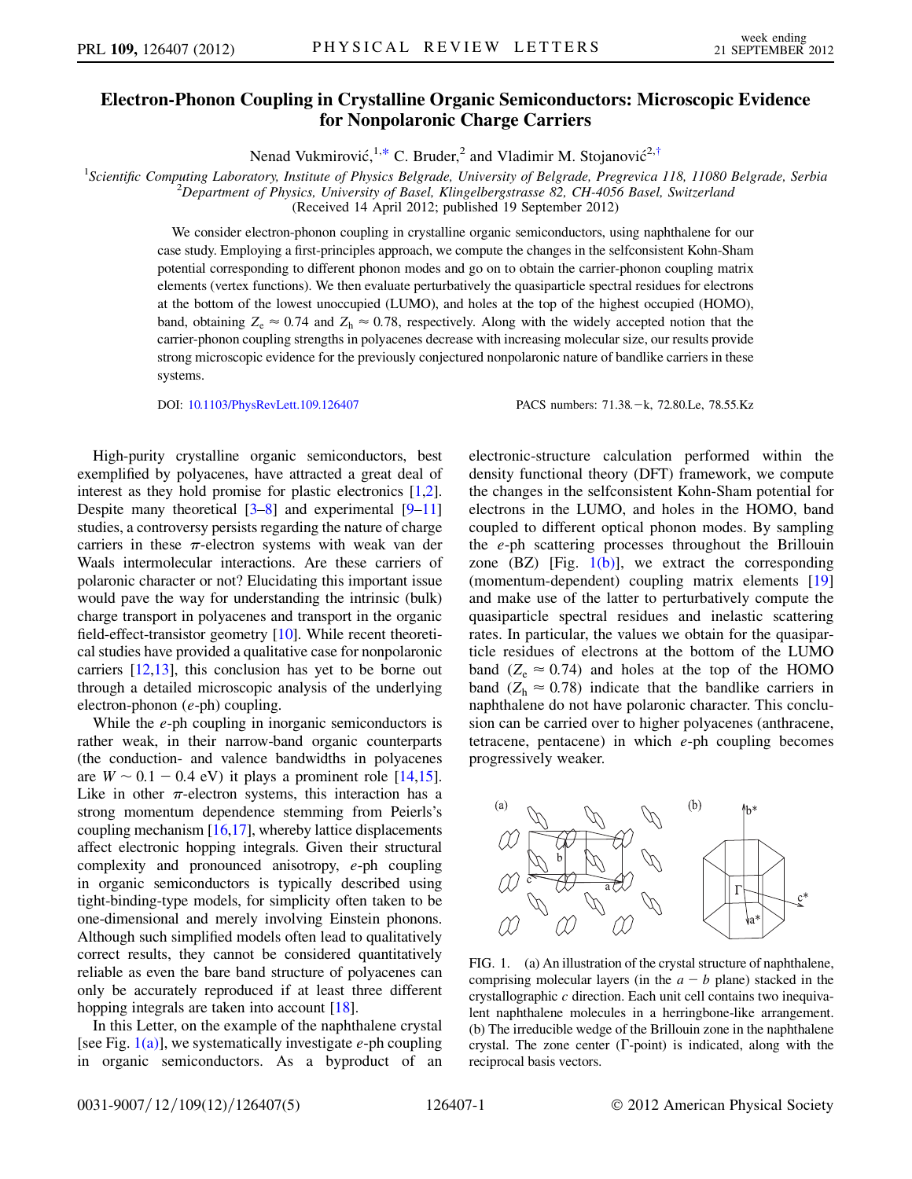# Electron-Phonon Coupling in Crystalline Organic Semiconductors: Microscopic Evidence for Nonpolaronic Charge Carriers

Nenad Vukmirović,[1,*] C. Bruder,[2] and Vladimir M. Stojanović[2,†]

[1]Scientific Computing Laboratory, Institute of Physics Belgrade, University of Belgrade, Pregrevica 118, 11080 Belgrade, Serbia
[2]Department of Physics, University of Basel, Klingelbergstrasse 82, CH-4056 Basel, Switzerland
(Received 14 April 2012; published 19 September 2012)

We consider electron-phonon coupling in crystalline organic semiconductors, using naphthalene for our case study. Employing a first-principles approach, we compute the changes in the selfconsistent Kohn-Sham potential corresponding to different phonon modes and go on to obtain the carrier-phonon coupling matrix elements (vertex functions). We then evaluate perturbatively the quasiparticle spectral residues for electrons at the bottom of the lowest unoccupied (LUMO), and holes at the top of the highest occupied (HOMO), band, obtaining $Z_e \approx 0.74$ and $Z_h \approx 0.78$, respectively. Along with the widely accepted notion that the carrier-phonon coupling strengths in polyacenes decrease with increasing molecular size, our results provide strong microscopic evidence for the previously conjectured nonpolaronic nature of bandlike carriers in these systems.

DOI: 10.1103/PhysRevLett.109.126407 PACS numbers: 71.38.−k, 72.80.Le, 78.55.Kz

High-purity crystalline organic semiconductors, best exemplified by polyacenes, have attracted a great deal of interest as they hold promise for plastic electronics [1,2]. Despite many theoretical [3–8] and experimental [9–11] studies, a controversy persists regarding the nature of charge carriers in these $\pi$-electron systems with weak van der Waals intermolecular interactions. Are these carriers of polaronic character or not? Elucidating this important issue would pave the way for understanding the intrinsic (bulk) charge transport in polyacenes and transport in the organic field-effect-transistor geometry [10]. While recent theoretical studies have provided a qualitative case for nonpolaronic carriers [12,13], this conclusion has yet to be borne out through a detailed microscopic analysis of the underlying electron-phonon ($e$-ph) coupling.

While the $e$-ph coupling in inorganic semiconductors is rather weak, in their narrow-band organic counterparts (the conduction- and valence bandwidths in polyacenes are $W \sim 0.1 - 0.4$ eV) it plays a prominent role [14,15]. Like in other $\pi$-electron systems, this interaction has a strong momentum dependence stemming from Peierls's coupling mechanism [16,17], whereby lattice displacements affect electronic hopping integrals. Given their structural complexity and pronounced anisotropy, $e$-ph coupling in organic semiconductors is typically described using tight-binding-type models, for simplicity often taken to be one-dimensional and merely involving Einstein phonons. Although such simplified models often lead to qualitatively correct results, they cannot be considered quantitatively reliable as even the bare band structure of polyacenes can only be accurately reproduced if at least three different hopping integrals are taken into account [18].

In this Letter, on the example of the naphthalene crystal [see Fig. 1(a)], we systematically investigate $e$-ph coupling in organic semiconductors. As a byproduct of an electronic-structure calculation performed within the density functional theory (DFT) framework, we compute the changes in the selfconsistent Kohn-Sham potential for electrons in the LUMO, and holes in the HOMO, band coupled to different optical phonon modes. By sampling the $e$-ph scattering processes throughout the Brillouin zone (BZ) [Fig. 1(b)], we extract the corresponding (momentum-dependent) coupling matrix elements [19] and make use of the latter to perturbatively compute the quasiparticle spectral residues and inelastic scattering rates. In particular, the values we obtain for the quasiparticle residues of electrons at the bottom of the LUMO band ($Z_e \approx 0.74$) and holes at the top of the HOMO band ($Z_h \approx 0.78$) indicate that the bandlike carriers in naphthalene do not have polaronic character. This conclusion can be carried over to higher polyacenes (anthracene, tetracene, pentacene) in which $e$-ph coupling becomes progressively weaker.

FIG. 1. (a) An illustration of the crystal structure of naphthalene, comprising molecular layers (in the $a - b$ plane) stacked in the crystallographic $c$ direction. Each unit cell contains two inequivalent naphthalene molecules in a herringbone-like arrangement. (b) The irreducible wedge of the Brillouin zone in the naphthalene crystal. The zone center ($\Gamma$-point) is indicated, along with the reciprocal basis vectors.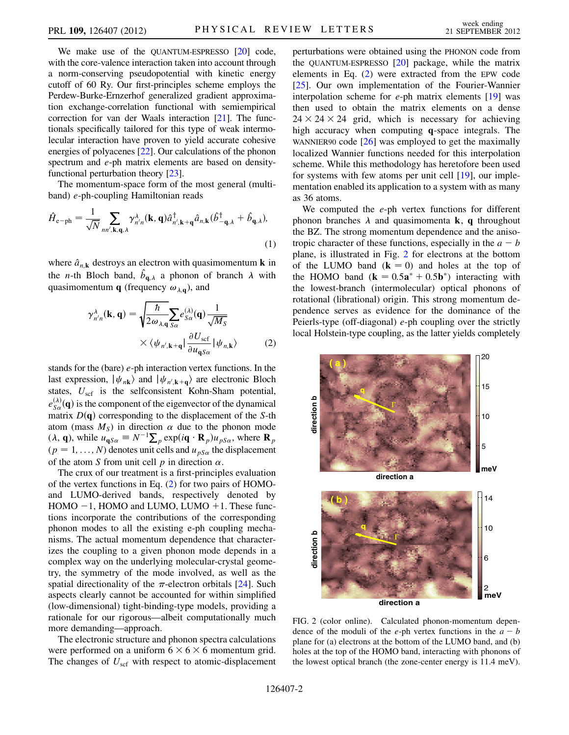We make use of the QUANTUM-ESPRESSO [20] code, with the core-valence interaction taken into account through a norm-conserving pseudopotential with kinetic energy cutoff of 60 Ry. Our first-principles scheme employs the Perdew-Burke-Ernzerhof generalized gradient approximation exchange-correlation functional with semiempirical correction for van der Waals interaction [21]. The functionals specifically tailored for this type of weak intermolecular interaction have proven to yield accurate cohesive energies of polyacenes [22]. Our calculations of the phonon spectrum and $e$-ph matrix elements are based on density-functional perturbation theory [23].

The momentum-space form of the most general (multiband) $e$-ph-coupling Hamiltonian reads

$$\hat{H}_{\mathrm{e-ph}} = \frac{1}{\sqrt{N}} \sum_{nn',\mathbf{k},\mathbf{q},\lambda} \gamma^{\lambda}_{n'n}(\mathbf{k},\mathbf{q}) \hat{a}^{\dagger}_{n',\mathbf{k}+\mathbf{q}} \hat{a}_{n,\mathbf{k}} (\hat{b}^{\dagger}_{-\mathbf{q},\lambda} + \hat{b}_{\mathbf{q},\lambda}), \tag{1}$$

where $\hat{a}_{n,\mathbf{k}}$ destroys an electron with quasimomentum $\mathbf{k}$ in the $n$-th Bloch band, $\hat{b}_{\mathbf{q},\lambda}$ a phonon of branch $\lambda$ with quasimomentum $\mathbf{q}$ (frequency $\omega_{\lambda,\mathbf{q}}$), and

$$\gamma^{\lambda}_{n'n}(\mathbf{k},\mathbf{q}) = \sqrt{\frac{\hbar}{2\omega_{\lambda,\mathbf{q}}}} \sum_{S\alpha} e^{(\lambda)}_{S\alpha}(\mathbf{q}) \frac{1}{\sqrt{M_S}} \times \langle \psi_{n',\mathbf{k}+\mathbf{q}} | \frac{\partial U_{\mathrm{scf}}}{\partial u_{\mathbf{q}S\alpha}} | \psi_{n,\mathbf{k}} \rangle \tag{2}$$

stands for the (bare) $e$-ph interaction vertex functions. In the last expression, $|\psi_{n\mathbf{k}}\rangle$ and $|\psi_{n',\mathbf{k}+\mathbf{q}}\rangle$ are electronic Bloch states, $U_{\mathrm{scf}}$ is the selfconsistent Kohn-Sham potential, $e^{(\lambda)}_{S\alpha}(\mathbf{q})$ is the component of the eigenvector of the dynamical matrix $D(\mathbf{q})$ corresponding to the displacement of the $S$-th atom (mass $M_S$) in direction $\alpha$ due to the phonon mode $(\lambda, \mathbf{q})$, while $u_{\mathbf{q}S\alpha} \equiv N^{-1}\sum_p \exp(i\mathbf{q}\cdot\mathbf{R}_p)u_{pS\alpha}$, where $\mathbf{R}_p$ $(p = 1,\ldots,N)$ denotes unit cells and $u_{pS\alpha}$ the displacement of the atom $S$ from unit cell $p$ in direction $\alpha$.

The crux of our treatment is a first-principles evaluation of the vertex functions in Eq. (2) for two pairs of HOMO- and LUMO-derived bands, respectively denoted by HOMO −1, HOMO and LUMO, LUMO +1. These functions incorporate the contributions of the corresponding phonon modes to all the existing e-ph coupling mechanisms. The actual momentum dependence that characterizes the coupling to a given phonon mode depends in a complex way on the underlying molecular-crystal geometry, the symmetry of the mode involved, as well as the spatial directionality of the $\pi$-electron orbitals [24]. Such aspects clearly cannot be accounted for within simplified (low-dimensional) tight-binding-type models, providing a rationale for our rigorous—albeit computationally much more demanding—approach.

The electronic structure and phonon spectra calculations were performed on a uniform $6 \times 6 \times 6$ momentum grid. The changes of $U_{\mathrm{scf}}$ with respect to atomic-displacement perturbations were obtained using the PHONON code from the QUANTUM-ESPRESSO [20] package, while the matrix elements in Eq. (2) were extracted from the EPW code [25]. Our own implementation of the Fourier-Wannier interpolation scheme for $e$-ph matrix elements [19] was then used to obtain the matrix elements on a dense $24 \times 24 \times 24$ grid, which is necessary for achieving high accuracy when computing $\mathbf{q}$-space integrals. The WANNIER90 code [26] was employed to get the maximally localized Wannier functions needed for this interpolation scheme. While this methodology has heretofore been used for systems with few atoms per unit cell [19], our implementation enabled its application to a system with as many as 36 atoms.

We computed the $e$-ph vertex functions for different phonon branches $\lambda$ and quasimomenta $\mathbf{k}$, $\mathbf{q}$ throughout the BZ. The strong momentum dependence and the anisotropic character of these functions, especially in the $a-b$ plane, is illustrated in Fig. 2 for electrons at the bottom of the LUMO band ($\mathbf{k} = 0$) and holes at the top of the HOMO band ($\mathbf{k} = 0.5\mathbf{a}^* + 0.5\mathbf{b}^*$) interacting with the lowest-branch (intermolecular) optical phonons of rotational (librational) origin. This strong momentum dependence serves as evidence for the dominance of the Peierls-type (off-diagonal) $e$-ph coupling over the strictly local Holstein-type coupling, as the latter yields completely

FIG. 2 (color online). Calculated phonon-momentum dependence of the moduli of the $e$-ph vertex functions in the $a-b$ plane for (a) electrons at the bottom of the LUMO band, and (b) holes at the top of the HOMO band, interacting with phonons of the lowest optical branch (the zone-center energy is 11.4 meV).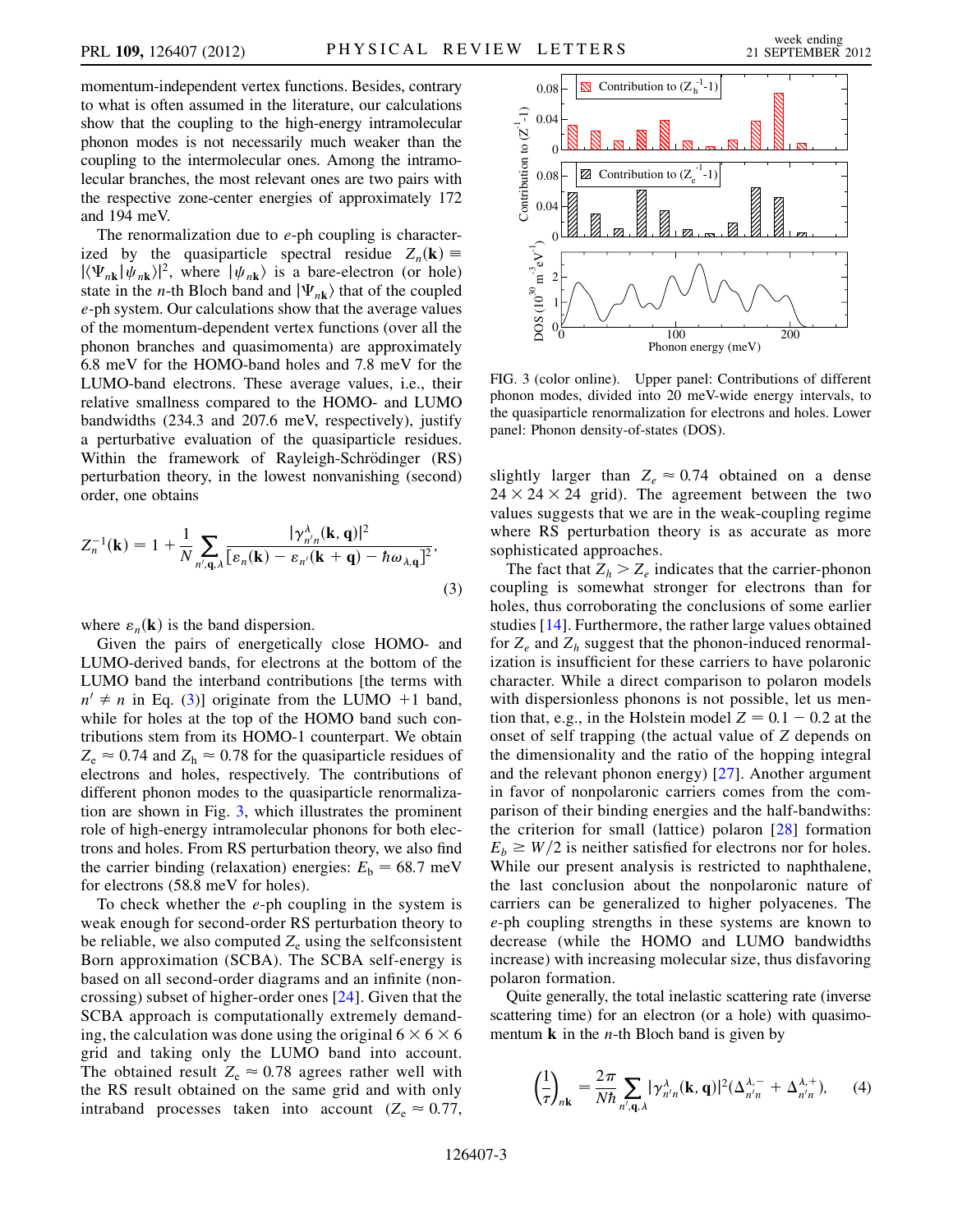momentum-independent vertex functions. Besides, contrary to what is often assumed in the literature, our calculations show that the coupling to the high-energy intramolecular phonon modes is not necessarily much weaker than the coupling to the intermolecular ones. Among the intramolecular branches, the most relevant ones are two pairs with the respective zone-center energies of approximately 172 and 194 meV.

The renormalization due to $e$-ph coupling is characterized by the quasiparticle spectral residue $Z_n(\mathbf{k}) \equiv |\langle \Psi_{n\mathbf{k}} | \psi_{n\mathbf{k}} \rangle|^2$, where $|\psi_{n\mathbf{k}}\rangle$ is a bare-electron (or hole) state in the $n$-th Bloch band and $|\Psi_{n\mathbf{k}}\rangle$ that of the coupled $e$-ph system. Our calculations show that the average values of the momentum-dependent vertex functions (over all the phonon branches and quasimomenta) are approximately 6.8 meV for the HOMO-band holes and 7.8 meV for the LUMO-band electrons. These average values, i.e., their relative smallness compared to the HOMO- and LUMO bandwidths (234.3 and 207.6 meV, respectively), justify a perturbative evaluation of the quasiparticle residues. Within the framework of Rayleigh-Schrödinger (RS) perturbation theory, in the lowest nonvanishing (second) order, one obtains

$$Z_n^{-1}(\mathbf{k}) = 1 + \frac{1}{N} \sum_{n',\mathbf{q},\lambda} \frac{|\gamma^{\lambda}_{n'n}(\mathbf{k},\mathbf{q})|^2}{[\varepsilon_n(\mathbf{k}) - \varepsilon_{n'}(\mathbf{k}+\mathbf{q}) - \hbar\omega_{\lambda,\mathbf{q}}]^2}, \tag{3}$$

where $\varepsilon_n(\mathbf{k})$ is the band dispersion.

Given the pairs of energetically close HOMO- and LUMO-derived bands, for electrons at the bottom of the LUMO band the interband contributions [the terms with $n' \neq n$ in Eq. (3)] originate from the LUMO +1 band, while for holes at the top of the HOMO band such contributions stem from its HOMO-1 counterpart. We obtain $Z_e \approx 0.74$ and $Z_h \approx 0.78$ for the quasiparticle residues of electrons and holes, respectively. The contributions of different phonon modes to the quasiparticle renormalization are shown in Fig. 3, which illustrates the prominent role of high-energy intramolecular phonons for both electrons and holes. From RS perturbation theory, we also find the carrier binding (relaxation) energies: $E_b = 68.7$ meV for electrons (58.8 meV for holes).

To check whether the $e$-ph coupling in the system is weak enough for second-order RS perturbation theory to be reliable, we also computed $Z_e$ using the selfconsistent Born approximation (SCBA). The SCBA self-energy is based on all second-order diagrams and an infinite (noncrossing) subset of higher-order ones [24]. Given that the SCBA approach is computationally extremely demanding, the calculation was done using the original $6 \times 6 \times 6$ grid and taking only the LUMO band into account. The obtained result $Z_e \approx 0.78$ agrees rather well with the RS result obtained on the same grid and with only intraband processes taken into account ($Z_e \approx 0.77$, slightly larger than $Z_e \approx 0.74$ obtained on a dense $24 \times 24 \times 24$ grid). The agreement between the two values suggests that we are in the weak-coupling regime where RS perturbation theory is as accurate as more sophisticated approaches.

FIG. 3 (color online). Upper panel: Contributions of different phonon modes, divided into 20 meV-wide energy intervals, to the quasiparticle renormalization for electrons and holes. Lower panel: Phonon density-of-states (DOS).

The fact that $Z_h > Z_e$ indicates that the carrier-phonon coupling is somewhat stronger for electrons than for holes, thus corroborating the conclusions of some earlier studies [14]. Furthermore, the rather large values obtained for $Z_e$ and $Z_h$ suggest that the phonon-induced renormalization is insufficient for these carriers to have polaronic character. While a direct comparison to polaron models with dispersionless phonons is not possible, let us mention that, e.g., in the Holstein model $Z = 0.1 - 0.2$ at the onset of self trapping (the actual value of $Z$ depends on the dimensionality and the ratio of the hopping integral and the relevant phonon energy) [27]. Another argument in favor of nonpolaronic carriers comes from the comparison of their binding energies and the half-bandwidths: the criterion for small (lattice) polaron [28] formation $E_b \geq W/2$ is neither satisfied for electrons nor for holes. While our present analysis is restricted to naphthalene, the last conclusion about the nonpolaronic nature of carriers can be generalized to higher polyacenes. The $e$-ph coupling strengths in these systems are known to decrease (while the HOMO and LUMO bandwidths increase) with increasing molecular size, thus disfavoring polaron formation.

Quite generally, the total inelastic scattering rate (inverse scattering time) for an electron (or a hole) with quasimomentum $\mathbf{k}$ in the $n$-th Bloch band is given by

$$\left(\frac{1}{\tau}\right)_{n\mathbf{k}} = \frac{2\pi}{N\hbar} \sum_{n',\mathbf{q},\lambda} |\gamma^{\lambda}_{n'n}(\mathbf{k},\mathbf{q})|^2 (\Delta^{\lambda,-}_{n'n} + \Delta^{\lambda,+}_{n'n}), \tag{4}$$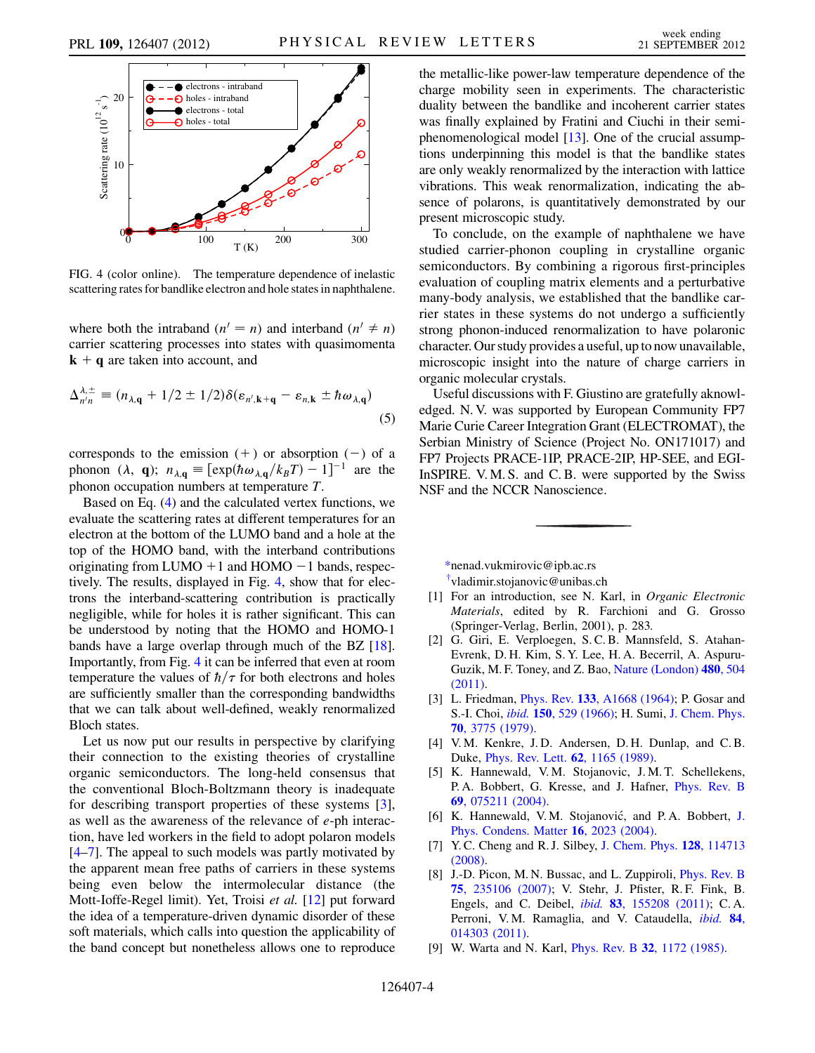FIG. 4 (color online). The temperature dependence of inelastic scattering rates for bandlike electron and hole states in naphthalene.

where both the intraband ($n' = n$) and interband ($n' \neq n$) carrier scattering processes into states with quasimomenta $\mathbf{k} + \mathbf{q}$ are taken into account, and

$$\Delta_{n'n}^{\lambda,\pm} \equiv (n_{\lambda,\mathbf{q}} + 1/2 \pm 1/2)\delta(\varepsilon_{n',\mathbf{k}+\mathbf{q}} - \varepsilon_{n,\mathbf{k}} \pm \hbar\omega_{\lambda,\mathbf{q}}) \quad (5)$$

corresponds to the emission (+) or absorption (−) of a phonon ($\lambda$, $\mathbf{q}$); $n_{\lambda,\mathbf{q}} \equiv [\exp(\hbar\omega_{\lambda,\mathbf{q}}/k_B T) - 1]^{-1}$ are the phonon occupation numbers at temperature $T$.

Based on Eq. (4) and the calculated vertex functions, we evaluate the scattering rates at different temperatures for an electron at the bottom of the LUMO band and a hole at the top of the HOMO band, with the interband contributions originating from LUMO +1 and HOMO −1 bands, respectively. The results, displayed in Fig. 4, show that for electrons the interband-scattering contribution is practically negligible, while for holes it is rather significant. This can be understood by noting that the HOMO and HOMO-1 bands have a large overlap through much of the BZ [18]. Importantly, from Fig. 4 it can be inferred that even at room temperature the values of $\hbar/\tau$ for both electrons and holes are sufficiently smaller than the corresponding bandwidths that we can talk about well-defined, weakly renormalized Bloch states.

Let us now put our results in perspective by clarifying their connection to the existing theories of crystalline organic semiconductors. The long-held consensus that the conventional Bloch-Boltzmann theory is inadequate for describing transport properties of these systems [3], as well as the awareness of the relevance of $e$-ph interaction, have led workers in the field to adopt polaron models [4–7]. The appeal to such models was partly motivated by the apparent mean free paths of carriers in these systems being even below the intermolecular distance (the Mott-Ioffe-Regel limit). Yet, Troisi *et al.* [12] put forward the idea of a temperature-driven dynamic disorder of these soft materials, which calls into question the applicability of the band concept but nonetheless allows one to reproduce the metallic-like power-law temperature dependence of the charge mobility seen in experiments. The characteristic duality between the bandlike and incoherent carrier states was finally explained by Fratini and Ciuchi in their semi-phenomenological model [13]. One of the crucial assumptions underpinning this model is that the bandlike states are only weakly renormalized by the interaction with lattice vibrations. This weak renormalization, indicating the absence of polarons, is quantitatively demonstrated by our present microscopic study.

To conclude, on the example of naphthalene we have studied carrier-phonon coupling in crystalline organic semiconductors. By combining a rigorous first-principles evaluation of coupling matrix elements and a perturbative many-body analysis, we established that the bandlike carrier states in these systems do not undergo a sufficiently strong phonon-induced renormalization to have polaronic character. Our study provides a useful, up to now unavailable, microscopic insight into the nature of charge carriers in organic molecular crystals.

Useful discussions with F. Giustino are gratefully aknowledged. N. V. was supported by European Community FP7 Marie Curie Career Integration Grant (ELECTROMAT), the Serbian Ministry of Science (Project No. ON171017) and FP7 Projects PRACE-1IP, PRACE-2IP, HP-SEE, and EGI-InSPIRE. V. M. S. and C. B. were supported by the Swiss NSF and the NCCR Nanoscience.

*nenad.vukmirovic@ipb.ac.rs
†vladimir.stojanovic@unibas.ch

[1] For an introduction, see N. Karl, in *Organic Electronic Materials*, edited by R. Farchioni and G. Grosso (Springer-Verlag, Berlin, 2001), p. 283.
[2] G. Giri, E. Verploegen, S. C. B. Mannsfeld, S. Atahan-Evrenk, D. H. Kim, S. Y. Lee, H. A. Becerril, A. Aspuru-Guzik, M. F. Toney, and Z. Bao, Nature (London) **480**, 504 (2011).
[3] L. Friedman, Phys. Rev. **133**, A1668 (1964); P. Gosar and S.-I. Choi, *ibid.* **150**, 529 (1966); H. Sumi, J. Chem. Phys. **70**, 3775 (1979).
[4] V. M. Kenkre, J. D. Andersen, D. H. Dunlap, and C. B. Duke, Phys. Rev. Lett. **62**, 1165 (1989).
[5] K. Hannewald, V. M. Stojanovic, J. M. T. Schellekens, P. A. Bobbert, G. Kresse, and J. Hafner, Phys. Rev. B **69**, 075211 (2004).
[6] K. Hannewald, V. M. Stojanović, and P. A. Bobbert, J. Phys. Condens. Matter **16**, 2023 (2004).
[7] Y. C. Cheng and R. J. Silbey, J. Chem. Phys. **128**, 114713 (2008).
[8] J.-D. Picon, M. N. Bussac, and L. Zuppiroli, Phys. Rev. B **75**, 235106 (2007); V. Stehr, J. Pfister, R. F. Fink, B. Engels, and C. Deibel, *ibid.* **83**, 155208 (2011); C. A. Perroni, V. M. Ramaglia, and V. Cataudella, *ibid.* **84**, 014303 (2011).
[9] W. Warta and N. Karl, Phys. Rev. B **32**, 1172 (1985).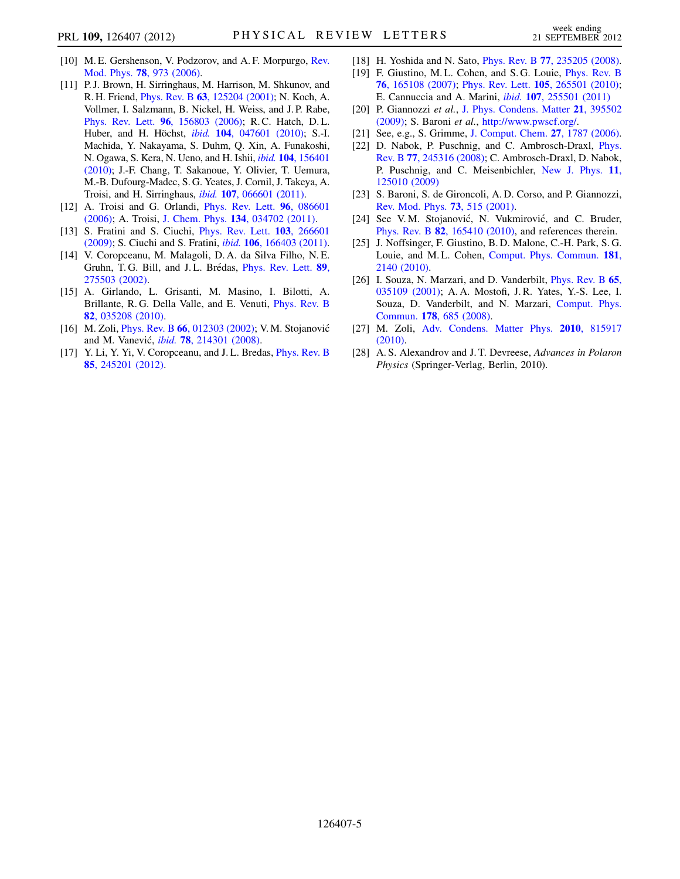[10] M. E. Gershenson, V. Podzorov, and A. F. Morpurgo, Rev. Mod. Phys. **78**, 973 (2006).

[11] P. J. Brown, H. Sirringhaus, M. Harrison, M. Shkunov, and R. H. Friend, Phys. Rev. B **63**, 125204 (2001); N. Koch, A. Vollmer, I. Salzmann, B. Nickel, H. Weiss, and J. P. Rabe, Phys. Rev. Lett. **96**, 156803 (2006); R. C. Hatch, D. L. Huber, and H. Höchst, *ibid.* **104**, 047601 (2010); S.-I. Machida, Y. Nakayama, S. Duhm, Q. Xin, A. Funakoshi, N. Ogawa, S. Kera, N. Ueno, and H. Ishii, *ibid.* **104**, 156401 (2010); J.-F. Chang, T. Sakanoue, Y. Olivier, T. Uemura, M.-B. Dufourg-Madec, S. G. Yeates, J. Cornil, J. Takeya, A. Troisi, and H. Sirringhaus, *ibid.* **107**, 066601 (2011).

[12] A. Troisi and G. Orlandi, Phys. Rev. Lett. **96**, 086601 (2006); A. Troisi, J. Chem. Phys. **134**, 034702 (2011).

[13] S. Fratini and S. Ciuchi, Phys. Rev. Lett. **103**, 266601 (2009); S. Ciuchi and S. Fratini, *ibid.* **106**, 166403 (2011).

[14] V. Coropceanu, M. Malagoli, D. A. da Silva Filho, N. E. Gruhn, T. G. Bill, and J. L. Brédas, Phys. Rev. Lett. **89**, 275503 (2002).

[15] A. Girlando, L. Grisanti, M. Masino, I. Bilotti, A. Brillante, R. G. Della Valle, and E. Venuti, Phys. Rev. B **82**, 035208 (2010).

[16] M. Zoli, Phys. Rev. B **66**, 012303 (2002); V. M. Stojanović and M. Vanević, *ibid.* **78**, 214301 (2008).

[17] Y. Li, Y. Yi, V. Coropceanu, and J. L. Bredas, Phys. Rev. B **85**, 245201 (2012).

[18] H. Yoshida and N. Sato, Phys. Rev. B **77**, 235205 (2008).

[19] F. Giustino, M. L. Cohen, and S. G. Louie, Phys. Rev. B **76**, 165108 (2007); Phys. Rev. Lett. **105**, 265501 (2010); E. Cannuccia and A. Marini, *ibid.* **107**, 255501 (2011)

[20] P. Giannozzi *et al.*, J. Phys. Condens. Matter **21**, 395502 (2009); S. Baroni *et al.*, http://www.pwscf.org/.

[21] See, e.g., S. Grimme, J. Comput. Chem. **27**, 1787 (2006).

[22] D. Nabok, P. Puschnig, and C. Ambrosch-Draxl, Phys. Rev. B **77**, 245316 (2008); C. Ambrosch-Draxl, D. Nabok, P. Puschnig, and C. Meisenbichler, New J. Phys. **11**, 125010 (2009)

[23] S. Baroni, S. de Gironcoli, A. D. Corso, and P. Giannozzi, Rev. Mod. Phys. **73**, 515 (2001).

[24] See V. M. Stojanović, N. Vukmirović, and C. Bruder, Phys. Rev. B **82**, 165410 (2010), and references therein.

[25] J. Noffsinger, F. Giustino, B. D. Malone, C.-H. Park, S. G. Louie, and M. L. Cohen, Comput. Phys. Commun. **181**, 2140 (2010).

[26] I. Souza, N. Marzari, and D. Vanderbilt, Phys. Rev. B **65**, 035109 (2001); A. A. Mostofi, J. R. Yates, Y.-S. Lee, I. Souza, D. Vanderbilt, and N. Marzari, Comput. Phys. Commun. **178**, 685 (2008).

[27] M. Zoli, Adv. Condens. Matter Phys. **2010**, 815917 (2010).

[28] A. S. Alexandrov and J. T. Devreese, *Advances in Polaron Physics* (Springer-Verlag, Berlin, 2010).